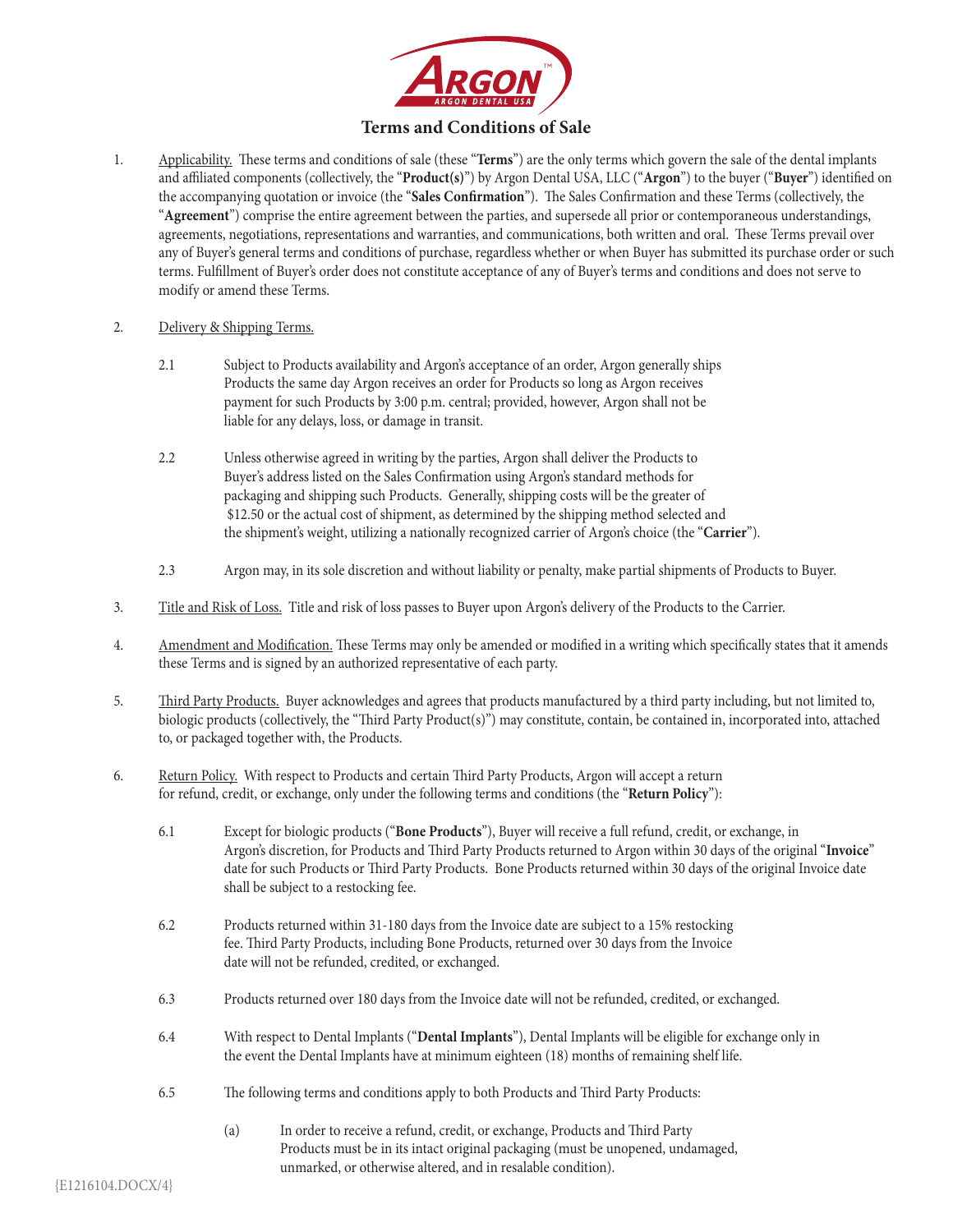# Terms and Conditions of Sale

1. Applicability. These terms and conditions of sale (these "**Terms**") are the only terms which govern the sale of the dental implants and affiliated components (collectively, the "**Product(s)**") by Argon Dental USA, LLC ("**Argon**") to the buyer ("**Buyer**") identified on the accompanying quotation or invoice (the "**Sales Confirmation**"). The Sales Confirmation and these Terms (collectively, the "**Agreement**") comprise the entire agreement between the parties, and supersede all prior or contemporaneous understandings, agreements, negotiations, representations and warranties, and communications, both written and oral. These Terms prevail over any of Buyer's general terms and conditions of purchase, regardless whether or when Buyer has submitted its purchase order or such terms. Fulfillment of Buyer's order does not constitute acceptance of any of Buyer's terms and conditions and does not serve to modify or amend these Terms.

2. Delivery & Shipping Terms.

   2.1 Subject to Products availability and Argon's acceptance of an order, Argon generally ships Products the same day Argon receives an order for Products so long as Argon receives payment for such Products by 3:00 p.m. central; provided, however, Argon shall not be liable for any delays, loss, or damage in transit.

   2.2 Unless otherwise agreed in writing by the parties, Argon shall deliver the Products to Buyer's address listed on the Sales Confirmation using Argon's standard methods for packaging and shipping such Products. Generally, shipping costs will be the greater of $12.50 or the actual cost of shipment, as determined by the shipping method selected and the shipment's weight, utilizing a nationally recognized carrier of Argon's choice (the "**Carrier**").

   2.3 Argon may, in its sole discretion and without liability or penalty, make partial shipments of Products to Buyer.

3. Title and Risk of Loss. Title and risk of loss passes to Buyer upon Argon's delivery of the Products to the Carrier.

4. Amendment and Modification. These Terms may only be amended or modified in a writing which specifically states that it amends these Terms and is signed by an authorized representative of each party.

5. Third Party Products. Buyer acknowledges and agrees that products manufactured by a third party including, but not limited to, biologic products (collectively, the "Third Party Product(s)") may constitute, contain, be contained in, incorporated into, attached to, or packaged together with, the Products.

6. Return Policy. With respect to Products and certain Third Party Products, Argon will accept a return for refund, credit, or exchange, only under the following terms and conditions (the "**Return Policy**"):

   6.1 Except for biologic products ("**Bone Products**"), Buyer will receive a full refund, credit, or exchange, in Argon's discretion, for Products and Third Party Products returned to Argon within 30 days of the original "**Invoice**" date for such Products or Third Party Products. Bone Products returned within 30 days of the original Invoice date shall be subject to a restocking fee.

   6.2 Products returned within 31-180 days from the Invoice date are subject to a 15% restocking fee. Third Party Products, including Bone Products, returned over 30 days from the Invoice date will not be refunded, credited, or exchanged.

   6.3 Products returned over 180 days from the Invoice date will not be refunded, credited, or exchanged.

   6.4 With respect to Dental Implants ("**Dental Implants**"), Dental Implants will be eligible for exchange only in the event the Dental Implants have at minimum eighteen (18) months of remaining shelf life.

   6.5 The following terms and conditions apply to both Products and Third Party Products:

      (a) In order to receive a refund, credit, or exchange, Products and Third Party Products must be in its intact original packaging (must be unopened, undamaged, unmarked, or otherwise altered, and in resalable condition).

{E1216104.DOCX/4}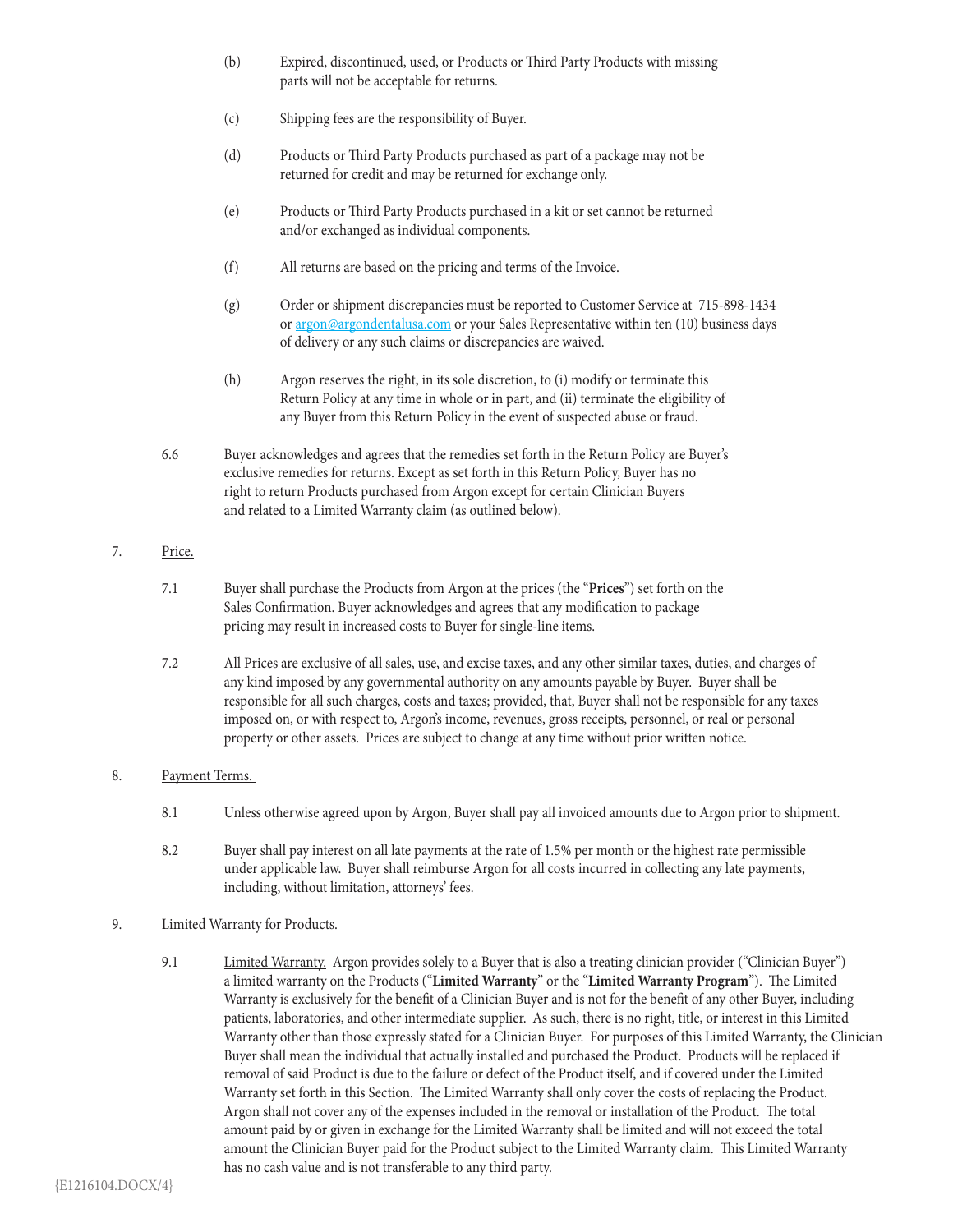(b) Expired, discontinued, used, or Products or Third Party Products with missing parts will not be acceptable for returns.

(c) Shipping fees are the responsibility of Buyer.

(d) Products or Third Party Products purchased as part of a package may not be returned for credit and may be returned for exchange only.

(e) Products or Third Party Products purchased in a kit or set cannot be returned and/or exchanged as individual components.

(f) All returns are based on the pricing and terms of the Invoice.

(g) Order or shipment discrepancies must be reported to Customer Service at 715-898-1434 or argon@argondentalusa.com or your Sales Representative within ten (10) business days of delivery or any such claims or discrepancies are waived.

(h) Argon reserves the right, in its sole discretion, to (i) modify or terminate this Return Policy at any time in whole or in part, and (ii) terminate the eligibility of any Buyer from this Return Policy in the event of suspected abuse or fraud.

6.6 Buyer acknowledges and agrees that the remedies set forth in the Return Policy are Buyer's exclusive remedies for returns. Except as set forth in this Return Policy, Buyer has no right to return Products purchased from Argon except for certain Clinician Buyers and related to a Limited Warranty claim (as outlined below).

7. Price.

7.1 Buyer shall purchase the Products from Argon at the prices (the "**Prices**") set forth on the Sales Confirmation. Buyer acknowledges and agrees that any modification to package pricing may result in increased costs to Buyer for single-line items.

7.2 All Prices are exclusive of all sales, use, and excise taxes, and any other similar taxes, duties, and charges of any kind imposed by any governmental authority on any amounts payable by Buyer. Buyer shall be responsible for all such charges, costs and taxes; provided, that, Buyer shall not be responsible for any taxes imposed on, or with respect to, Argon's income, revenues, gross receipts, personnel, or real or personal property or other assets. Prices are subject to change at any time without prior written notice.

8. Payment Terms.

8.1 Unless otherwise agreed upon by Argon, Buyer shall pay all invoiced amounts due to Argon prior to shipment.

8.2 Buyer shall pay interest on all late payments at the rate of 1.5% per month or the highest rate permissible under applicable law. Buyer shall reimburse Argon for all costs incurred in collecting any late payments, including, without limitation, attorneys' fees.

9. Limited Warranty for Products.

9.1 Limited Warranty. Argon provides solely to a Buyer that is also a treating clinician provider ("Clinician Buyer") a limited warranty on the Products ("**Limited Warranty**" or the "**Limited Warranty Program**"). The Limited Warranty is exclusively for the benefit of a Clinician Buyer and is not for the benefit of any other Buyer, including patients, laboratories, and other intermediate supplier. As such, there is no right, title, or interest in this Limited Warranty other than those expressly stated for a Clinician Buyer. For purposes of this Limited Warranty, the Clinician Buyer shall mean the individual that actually installed and purchased the Product. Products will be replaced if removal of said Product is due to the failure or defect of the Product itself, and if covered under the Limited Warranty set forth in this Section. The Limited Warranty shall only cover the costs of replacing the Product. Argon shall not cover any of the expenses included in the removal or installation of the Product. The total amount paid by or given in exchange for the Limited Warranty shall be limited and will not exceed the total amount the Clinician Buyer paid for the Product subject to the Limited Warranty claim. This Limited Warranty has no cash value and is not transferable to any third party.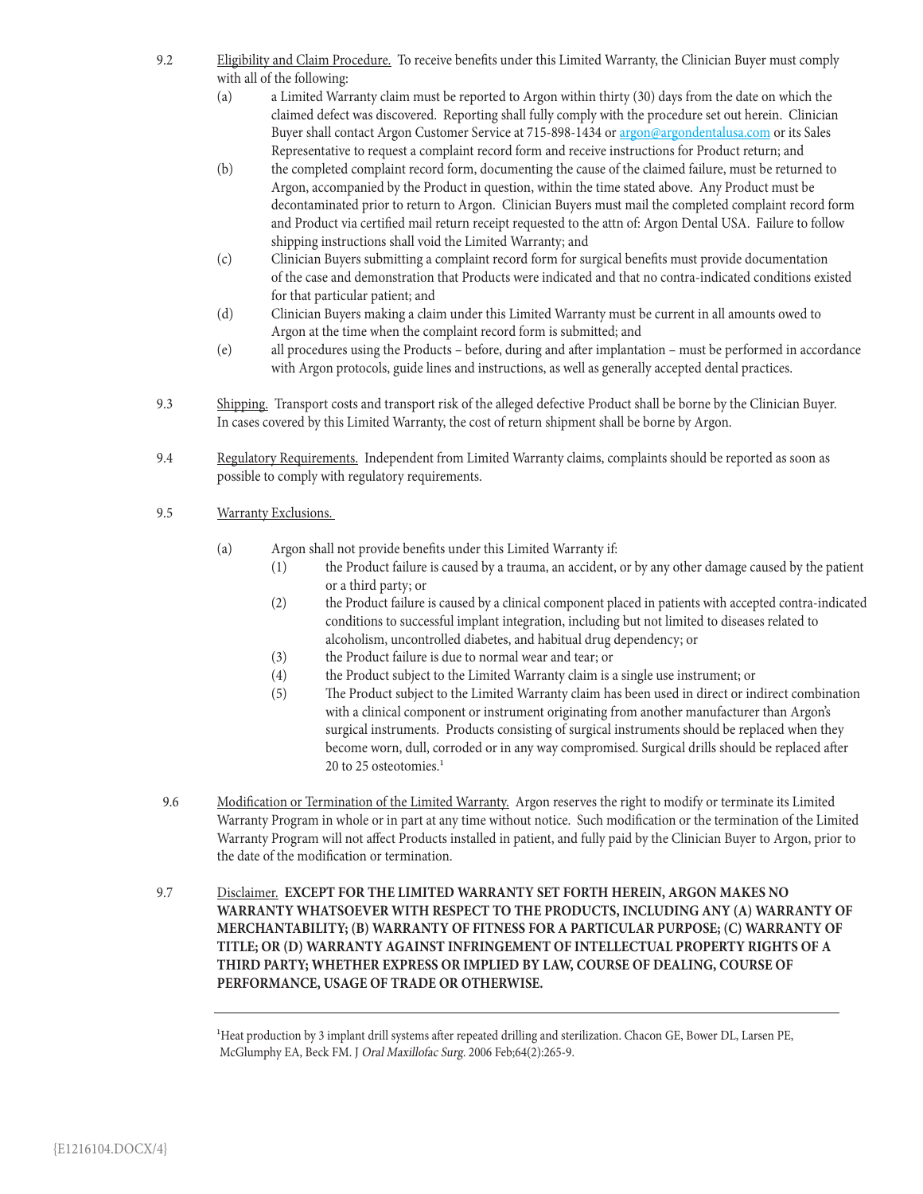9.2 Eligibility and Claim Procedure. To receive benefits under this Limited Warranty, the Clinician Buyer must comply with all of the following:

(a) a Limited Warranty claim must be reported to Argon within thirty (30) days from the date on which the claimed defect was discovered. Reporting shall fully comply with the procedure set out herein. Clinician Buyer shall contact Argon Customer Service at 715-898-1434 or argon@argondentalusa.com or its Sales Representative to request a complaint record form and receive instructions for Product return; and

(b) the completed complaint record form, documenting the cause of the claimed failure, must be returned to Argon, accompanied by the Product in question, within the time stated above. Any Product must be decontaminated prior to return to Argon. Clinician Buyers must mail the completed complaint record form and Product via certified mail return receipt requested to the attn of: Argon Dental USA. Failure to follow shipping instructions shall void the Limited Warranty; and

(c) Clinician Buyers submitting a complaint record form for surgical benefits must provide documentation of the case and demonstration that Products were indicated and that no contra-indicated conditions existed for that particular patient; and

(d) Clinician Buyers making a claim under this Limited Warranty must be current in all amounts owed to Argon at the time when the complaint record form is submitted; and

(e) all procedures using the Products – before, during and after implantation – must be performed in accordance with Argon protocols, guide lines and instructions, as well as generally accepted dental practices.

9.3 Shipping. Transport costs and transport risk of the alleged defective Product shall be borne by the Clinician Buyer. In cases covered by this Limited Warranty, the cost of return shipment shall be borne by Argon.

9.4 Regulatory Requirements. Independent from Limited Warranty claims, complaints should be reported as soon as possible to comply with regulatory requirements.

9.5 Warranty Exclusions.

(a) Argon shall not provide benefits under this Limited Warranty if:

(1) the Product failure is caused by a trauma, an accident, or by any other damage caused by the patient or a third party; or

(2) the Product failure is caused by a clinical component placed in patients with accepted contra-indicated conditions to successful implant integration, including but not limited to diseases related to alcoholism, uncontrolled diabetes, and habitual drug dependency; or

(3) the Product failure is due to normal wear and tear; or

(4) the Product subject to the Limited Warranty claim is a single use instrument; or

(5) The Product subject to the Limited Warranty claim has been used in direct or indirect combination with a clinical component or instrument originating from another manufacturer than Argon's surgical instruments. Products consisting of surgical instruments should be replaced when they become worn, dull, corroded or in any way compromised. Surgical drills should be replaced after 20 to 25 osteotomies.[1]

9.6 Modification or Termination of the Limited Warranty. Argon reserves the right to modify or terminate its Limited Warranty Program in whole or in part at any time without notice. Such modification or the termination of the Limited Warranty Program will not affect Products installed in patient, and fully paid by the Clinician Buyer to Argon, prior to the date of the modification or termination.

9.7 Disclaimer. **EXCEPT FOR THE LIMITED WARRANTY SET FORTH HEREIN, ARGON MAKES NO WARRANTY WHATSOEVER WITH RESPECT TO THE PRODUCTS, INCLUDING ANY (A) WARRANTY OF MERCHANTABILITY; (B) WARRANTY OF FITNESS FOR A PARTICULAR PURPOSE; (C) WARRANTY OF TITLE; OR (D) WARRANTY AGAINST INFRINGEMENT OF INTELLECTUAL PROPERTY RIGHTS OF A THIRD PARTY; WHETHER EXPRESS OR IMPLIED BY LAW, COURSE OF DEALING, COURSE OF PERFORMANCE, USAGE OF TRADE OR OTHERWISE.**

---

[1] Heat production by 3 implant drill systems after repeated drilling and sterilization. Chacon GE, Bower DL, Larsen PE, McGlumphy EA, Beck FM. J *Oral Maxillofac Surg*. 2006 Feb;64(2):265-9.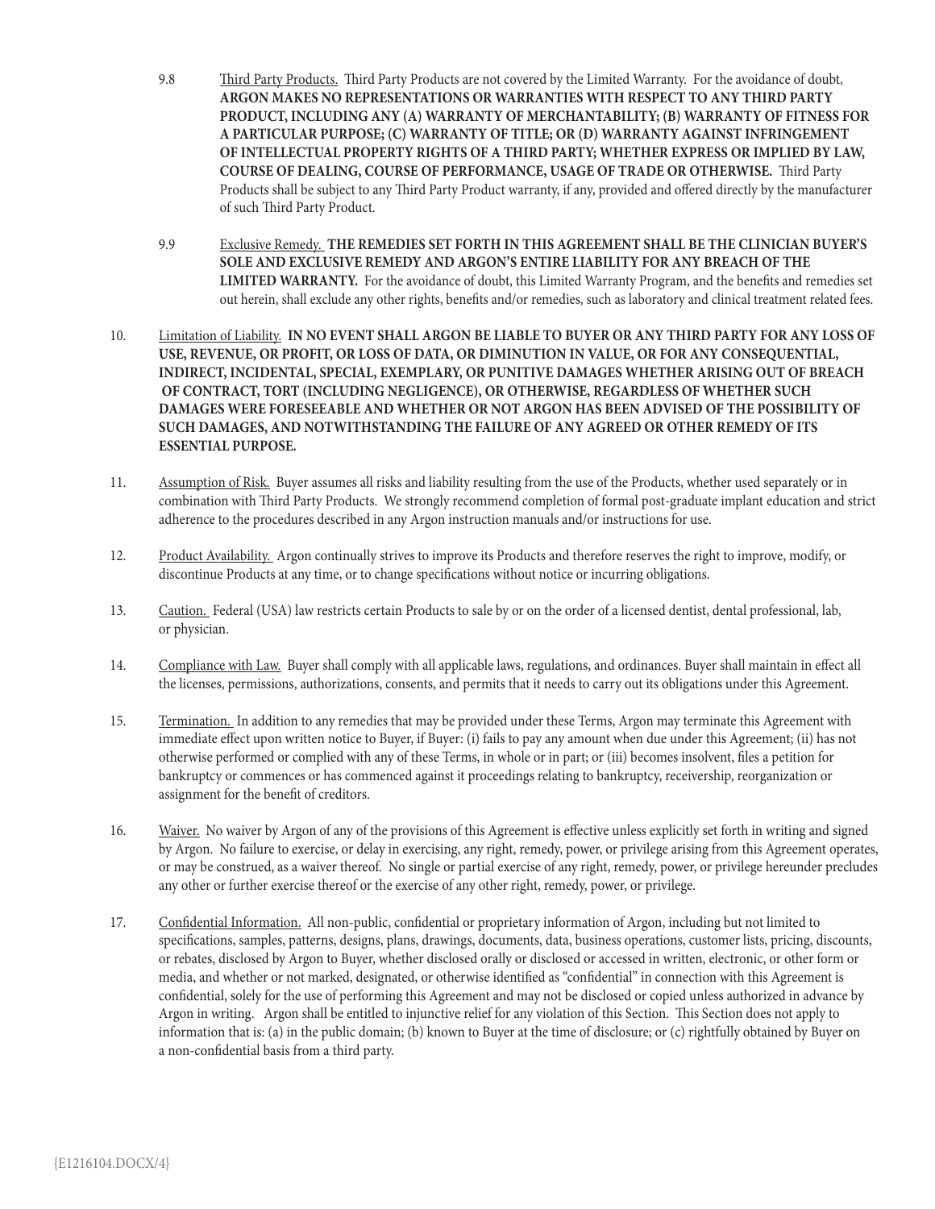9.8 Third Party Products. Third Party Products are not covered by the Limited Warranty. For the avoidance of doubt, **ARGON MAKES NO REPRESENTATIONS OR WARRANTIES WITH RESPECT TO ANY THIRD PARTY PRODUCT, INCLUDING ANY (A) WARRANTY OF MERCHANTABILITY; (B) WARRANTY OF FITNESS FOR A PARTICULAR PURPOSE; (C) WARRANTY OF TITLE; OR (D) WARRANTY AGAINST INFRINGEMENT OF INTELLECTUAL PROPERTY RIGHTS OF A THIRD PARTY; WHETHER EXPRESS OR IMPLIED BY LAW, COURSE OF DEALING, COURSE OF PERFORMANCE, USAGE OF TRADE OR OTHERWISE.** Third Party Products shall be subject to any Third Party Product warranty, if any, provided and offered directly by the manufacturer of such Third Party Product.

9.9 Exclusive Remedy. **THE REMEDIES SET FORTH IN THIS AGREEMENT SHALL BE THE CLINICIAN BUYER'S SOLE AND EXCLUSIVE REMEDY AND ARGON'S ENTIRE LIABILITY FOR ANY BREACH OF THE LIMITED WARRANTY.** For the avoidance of doubt, this Limited Warranty Program, and the benefits and remedies set out herein, shall exclude any other rights, benefits and/or remedies, such as laboratory and clinical treatment related fees.

10. Limitation of Liability. **IN NO EVENT SHALL ARGON BE LIABLE TO BUYER OR ANY THIRD PARTY FOR ANY LOSS OF USE, REVENUE, OR PROFIT, OR LOSS OF DATA, OR DIMINUTION IN VALUE, OR FOR ANY CONSEQUENTIAL, INDIRECT, INCIDENTAL, SPECIAL, EXEMPLARY, OR PUNITIVE DAMAGES WHETHER ARISING OUT OF BREACH OF CONTRACT, TORT (INCLUDING NEGLIGENCE), OR OTHERWISE, REGARDLESS OF WHETHER SUCH DAMAGES WERE FORESEEABLE AND WHETHER OR NOT ARGON HAS BEEN ADVISED OF THE POSSIBILITY OF SUCH DAMAGES, AND NOTWITHSTANDING THE FAILURE OF ANY AGREED OR OTHER REMEDY OF ITS ESSENTIAL PURPOSE.**

11. Assumption of Risk. Buyer assumes all risks and liability resulting from the use of the Products, whether used separately or in combination with Third Party Products. We strongly recommend completion of formal post-graduate implant education and strict adherence to the procedures described in any Argon instruction manuals and/or instructions for use.

12. Product Availability. Argon continually strives to improve its Products and therefore reserves the right to improve, modify, or discontinue Products at any time, or to change specifications without notice or incurring obligations.

13. Caution. Federal (USA) law restricts certain Products to sale by or on the order of a licensed dentist, dental professional, lab, or physician.

14. Compliance with Law. Buyer shall comply with all applicable laws, regulations, and ordinances. Buyer shall maintain in effect all the licenses, permissions, authorizations, consents, and permits that it needs to carry out its obligations under this Agreement.

15. Termination. In addition to any remedies that may be provided under these Terms, Argon may terminate this Agreement with immediate effect upon written notice to Buyer, if Buyer: (i) fails to pay any amount when due under this Agreement; (ii) has not otherwise performed or complied with any of these Terms, in whole or in part; or (iii) becomes insolvent, files a petition for bankruptcy or commences or has commenced against it proceedings relating to bankruptcy, receivership, reorganization or assignment for the benefit of creditors.

16. Waiver. No waiver by Argon of any of the provisions of this Agreement is effective unless explicitly set forth in writing and signed by Argon. No failure to exercise, or delay in exercising, any right, remedy, power, or privilege arising from this Agreement operates, or may be construed, as a waiver thereof. No single or partial exercise of any right, remedy, power, or privilege hereunder precludes any other or further exercise thereof or the exercise of any other right, remedy, power, or privilege.

17. Confidential Information. All non-public, confidential or proprietary information of Argon, including but not limited to specifications, samples, patterns, designs, plans, drawings, documents, data, business operations, customer lists, pricing, discounts, or rebates, disclosed by Argon to Buyer, whether disclosed orally or disclosed or accessed in written, electronic, or other form or media, and whether or not marked, designated, or otherwise identified as "confidential" in connection with this Agreement is confidential, solely for the use of performing this Agreement and may not be disclosed or copied unless authorized in advance by Argon in writing. Argon shall be entitled to injunctive relief for any violation of this Section. This Section does not apply to information that is: (a) in the public domain; (b) known to Buyer at the time of disclosure; or (c) rightfully obtained by Buyer on a non-confidential basis from a third party.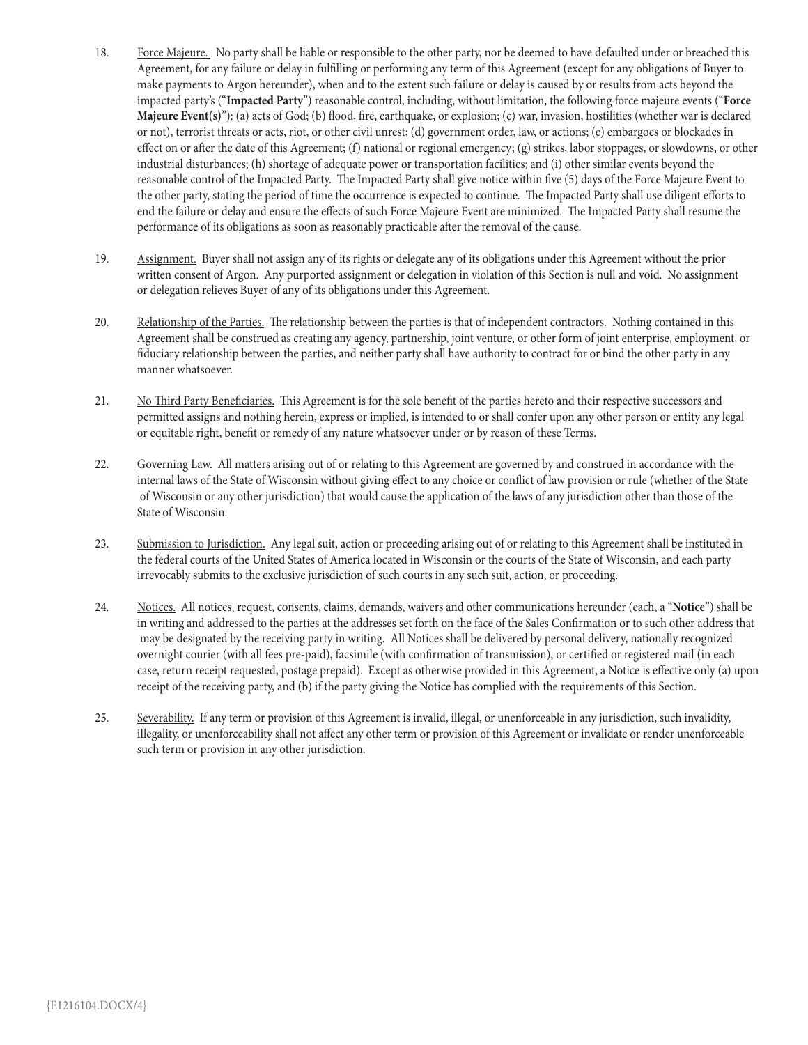18. Force Majeure. No party shall be liable or responsible to the other party, nor be deemed to have defaulted under or breached this Agreement, for any failure or delay in fulfilling or performing any term of this Agreement (except for any obligations of Buyer to make payments to Argon hereunder), when and to the extent such failure or delay is caused by or results from acts beyond the impacted party's ("**Impacted Party**") reasonable control, including, without limitation, the following force majeure events ("**Force Majeure Event(s)**"): (a) acts of God; (b) flood, fire, earthquake, or explosion; (c) war, invasion, hostilities (whether war is declared or not), terrorist threats or acts, riot, or other civil unrest; (d) government order, law, or actions; (e) embargoes or blockades in effect on or after the date of this Agreement; (f) national or regional emergency; (g) strikes, labor stoppages, or slowdowns, or other industrial disturbances; (h) shortage of adequate power or transportation facilities; and (i) other similar events beyond the reasonable control of the Impacted Party. The Impacted Party shall give notice within five (5) days of the Force Majeure Event to the other party, stating the period of time the occurrence is expected to continue. The Impacted Party shall use diligent efforts to end the failure or delay and ensure the effects of such Force Majeure Event are minimized. The Impacted Party shall resume the performance of its obligations as soon as reasonably practicable after the removal of the cause.

19. Assignment. Buyer shall not assign any of its rights or delegate any of its obligations under this Agreement without the prior written consent of Argon. Any purported assignment or delegation in violation of this Section is null and void. No assignment or delegation relieves Buyer of any of its obligations under this Agreement.

20. Relationship of the Parties. The relationship between the parties is that of independent contractors. Nothing contained in this Agreement shall be construed as creating any agency, partnership, joint venture, or other form of joint enterprise, employment, or fiduciary relationship between the parties, and neither party shall have authority to contract for or bind the other party in any manner whatsoever.

21. No Third Party Beneficiaries. This Agreement is for the sole benefit of the parties hereto and their respective successors and permitted assigns and nothing herein, express or implied, is intended to or shall confer upon any other person or entity any legal or equitable right, benefit or remedy of any nature whatsoever under or by reason of these Terms.

22. Governing Law. All matters arising out of or relating to this Agreement are governed by and construed in accordance with the internal laws of the State of Wisconsin without giving effect to any choice or conflict of law provision or rule (whether of the State of Wisconsin or any other jurisdiction) that would cause the application of the laws of any jurisdiction other than those of the State of Wisconsin.

23. Submission to Jurisdiction. Any legal suit, action or proceeding arising out of or relating to this Agreement shall be instituted in the federal courts of the United States of America located in Wisconsin or the courts of the State of Wisconsin, and each party irrevocably submits to the exclusive jurisdiction of such courts in any such suit, action, or proceeding.

24. Notices. All notices, request, consents, claims, demands, waivers and other communications hereunder (each, a "**Notice**") shall be in writing and addressed to the parties at the addresses set forth on the face of the Sales Confirmation or to such other address that may be designated by the receiving party in writing. All Notices shall be delivered by personal delivery, nationally recognized overnight courier (with all fees pre-paid), facsimile (with confirmation of transmission), or certified or registered mail (in each case, return receipt requested, postage prepaid). Except as otherwise provided in this Agreement, a Notice is effective only (a) upon receipt of the receiving party, and (b) if the party giving the Notice has complied with the requirements of this Section.

25. Severability. If any term or provision of this Agreement is invalid, illegal, or unenforceable in any jurisdiction, such invalidity, illegality, or unenforceability shall not affect any other term or provision of this Agreement or invalidate or render unenforceable such term or provision in any other jurisdiction.

{E1216104.DOCX/4}